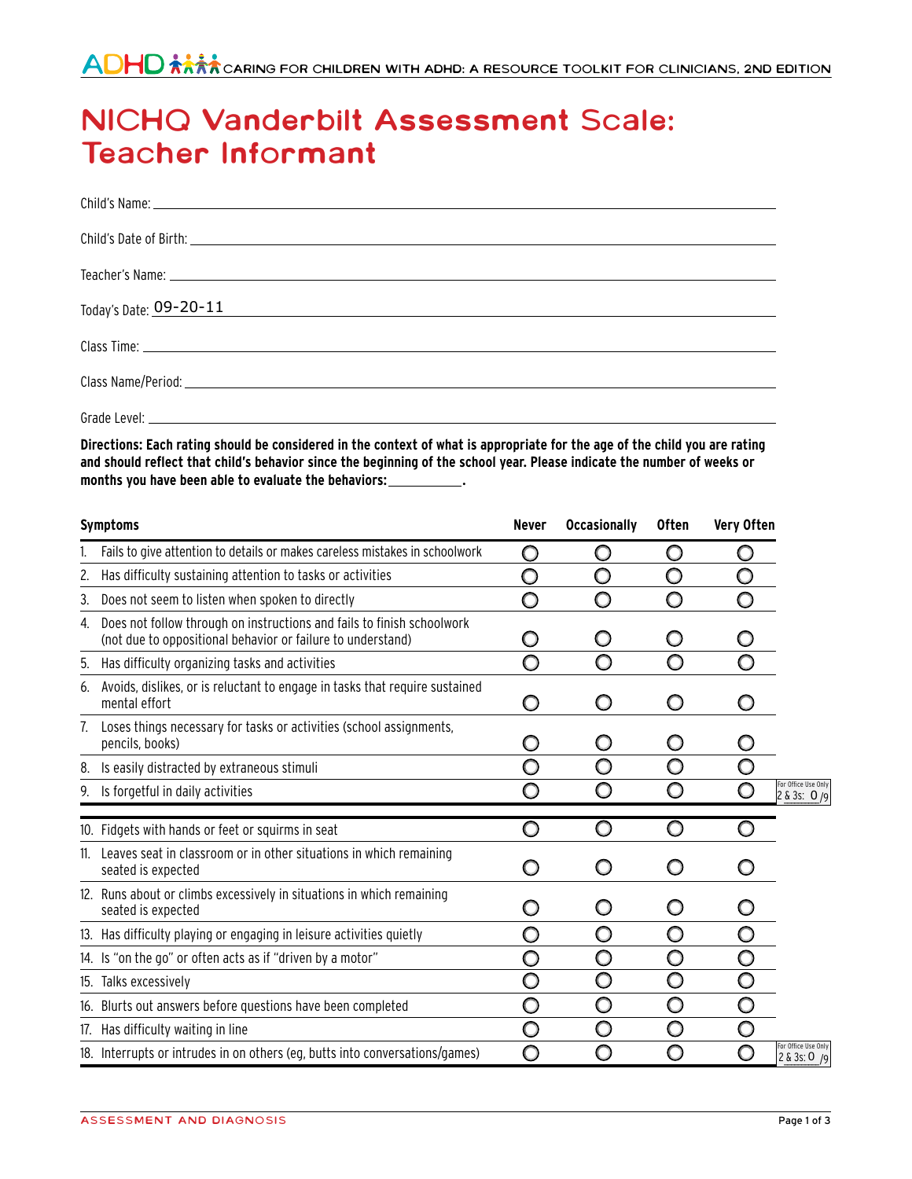# NICHQ Vanderbilt Assessment Scale: Teacher Informant

Child's Name: \_\_\_\_\_\_\_\_\_\_\_\_\_\_\_\_\_\_\_\_

Child's Date of Birth: \_\_\_\_\_\_\_\_\_\_\_\_\_\_\_\_\_\_\_\_

Teacher's Name: \_\_\_\_\_\_\_\_\_\_\_\_\_\_\_\_\_\_\_\_

Today's Date: 09-20-11

Class Time: \_\_\_\_\_\_\_\_\_\_\_\_\_\_\_\_\_\_\_\_

Class Name/Period: \_\_\_\_\_\_\_\_\_\_\_\_\_\_\_\_\_\_\_\_

Grade Level: \_\_\_\_\_\_\_\_\_\_\_\_\_\_\_\_\_\_\_\_

**Directions: Each rating should be considered in the context of what is appropriate for the age of the child you are rating and should reflect that child's behavior since the beginning of the school year. Please indicate the number of weeks or months you have been able to evaluate the behaviors: \_\_\_\_\_\_\_\_\_\_.**

| Symptoms | Never | Occasionally | Often | Very Often | |
|---|---|---|---|---|---|
| 1. Fails to give attention to details or makes careless mistakes in schoolwork | ○ | ○ | ○ | ○ | |
| 2. Has difficulty sustaining attention to tasks or activities | ○ | ○ | ○ | ○ | |
| 3. Does not seem to listen when spoken to directly | ○ | ○ | ○ | ○ | |
| 4. Does not follow through on instructions and fails to finish schoolwork (not due to oppositional behavior or failure to understand) | ○ | ○ | ○ | ○ | |
| 5. Has difficulty organizing tasks and activities | ○ | ○ | ○ | ○ | |
| 6. Avoids, dislikes, or is reluctant to engage in tasks that require sustained mental effort | ○ | ○ | ○ | ○ | |
| 7. Loses things necessary for tasks or activities (school assignments, pencils, books) | ○ | ○ | ○ | ○ | |
| 8. Is easily distracted by extraneous stimuli | ○ | ○ | ○ | ○ | |
| 9. Is forgetful in daily activities | ○ | ○ | ○ | ○ | For Office Use Only 2 & 3s: 0 /9 |
| 10. Fidgets with hands or feet or squirms in seat | ○ | ○ | ○ | ○ | |
| 11. Leaves seat in classroom or in other situations in which remaining seated is expected | ○ | ○ | ○ | ○ | |
| 12. Runs about or climbs excessively in situations in which remaining seated is expected | ○ | ○ | ○ | ○ | |
| 13. Has difficulty playing or engaging in leisure activities quietly | ○ | ○ | ○ | ○ | |
| 14. Is "on the go" or often acts as if "driven by a motor" | ○ | ○ | ○ | ○ | |
| 15. Talks excessively | ○ | ○ | ○ | ○ | |
| 16. Blurts out answers before questions have been completed | ○ | ○ | ○ | ○ | |
| 17. Has difficulty waiting in line | ○ | ○ | ○ | ○ | |
| 18. Interrupts or intrudes in on others (eg, butts into conversations/games) | ○ | ○ | ○ | ○ | For Office Use Only 2 & 3s: 0 /9 |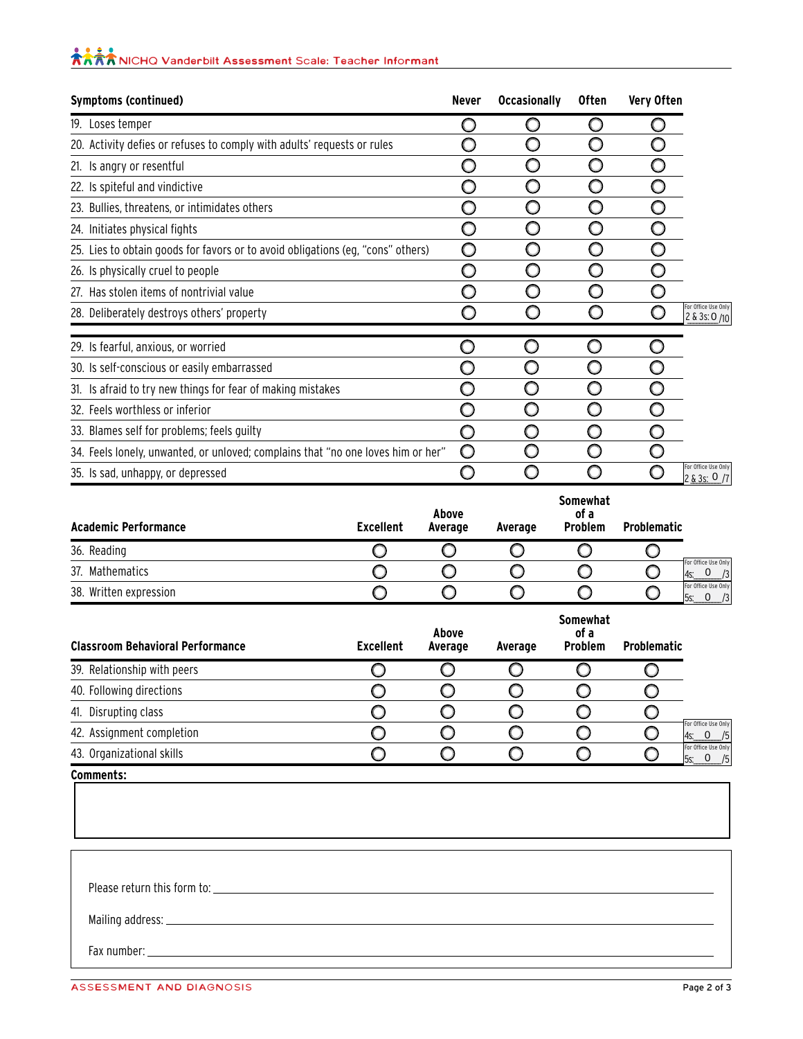| Symptoms (continued) | Never | Occasionally | Often | Very Often | |
|---|---|---|---|---|---|
| 19. Loses temper | ○ | ○ | ○ | ○ | |
| 20. Activity defies or refuses to comply with adults' requests or rules | ○ | ○ | ○ | ○ | |
| 21. Is angry or resentful | ○ | ○ | ○ | ○ | |
| 22. Is spiteful and vindictive | ○ | ○ | ○ | ○ | |
| 23. Bullies, threatens, or intimidates others | ○ | ○ | ○ | ○ | |
| 24. Initiates physical fights | ○ | ○ | ○ | ○ | |
| 25. Lies to obtain goods for favors or to avoid obligations (eg, "cons" others) | ○ | ○ | ○ | ○ | |
| 26. Is physically cruel to people | ○ | ○ | ○ | ○ | |
| 27. Has stolen items of nontrivial value | ○ | ○ | ○ | ○ | |
| 28. Deliberately destroys others' property | ○ | ○ | ○ | ○ | For Office Use Only 2 & 3s: 0 /10 |
| 29. Is fearful, anxious, or worried | ○ | ○ | ○ | ○ | |
| 30. Is self-conscious or easily embarrassed | ○ | ○ | ○ | ○ | |
| 31. Is afraid to try new things for fear of making mistakes | ○ | ○ | ○ | ○ | |
| 32. Feels worthless or inferior | ○ | ○ | ○ | ○ | |
| 33. Blames self for problems; feels guilty | ○ | ○ | ○ | ○ | |
| 34. Feels lonely, unwanted, or unloved; complains that "no one loves him or her" | ○ | ○ | ○ | ○ | |
| 35. Is sad, unhappy, or depressed | ○ | ○ | ○ | ○ | For Office Use Only 2 & 3s: 0 /7 |

| Academic Performance | Excellent | Above Average | Average | Somewhat of a Problem | Problematic | |
|---|---|---|---|---|---|---|
| 36. Reading | ○ | ○ | ○ | ○ | ○ | |
| 37. Mathematics | ○ | ○ | ○ | ○ | ○ | For Office Use Only 4s: 0 /3 |
| 38. Written expression | ○ | ○ | ○ | ○ | ○ | For Office Use Only 5s: 0 /3 |

| Classroom Behavioral Performance | Excellent | Above Average | Average | Somewhat of a Problem | Problematic | |
|---|---|---|---|---|---|---|
| 39. Relationship with peers | ○ | ○ | ○ | ○ | ○ | |
| 40. Following directions | ○ | ○ | ○ | ○ | ○ | |
| 41. Disrupting class | ○ | ○ | ○ | ○ | ○ | |
| 42. Assignment completion | ○ | ○ | ○ | ○ | ○ | For Office Use Only 4s: 0 /5 |
| 43. Organizational skills | ○ | ○ | ○ | ○ | ○ | For Office Use Only 5s: 0 /5 |

**Comments:**

Please return this form to: ______________________________

Mailing address: ______________________________

Fax number: ______________________________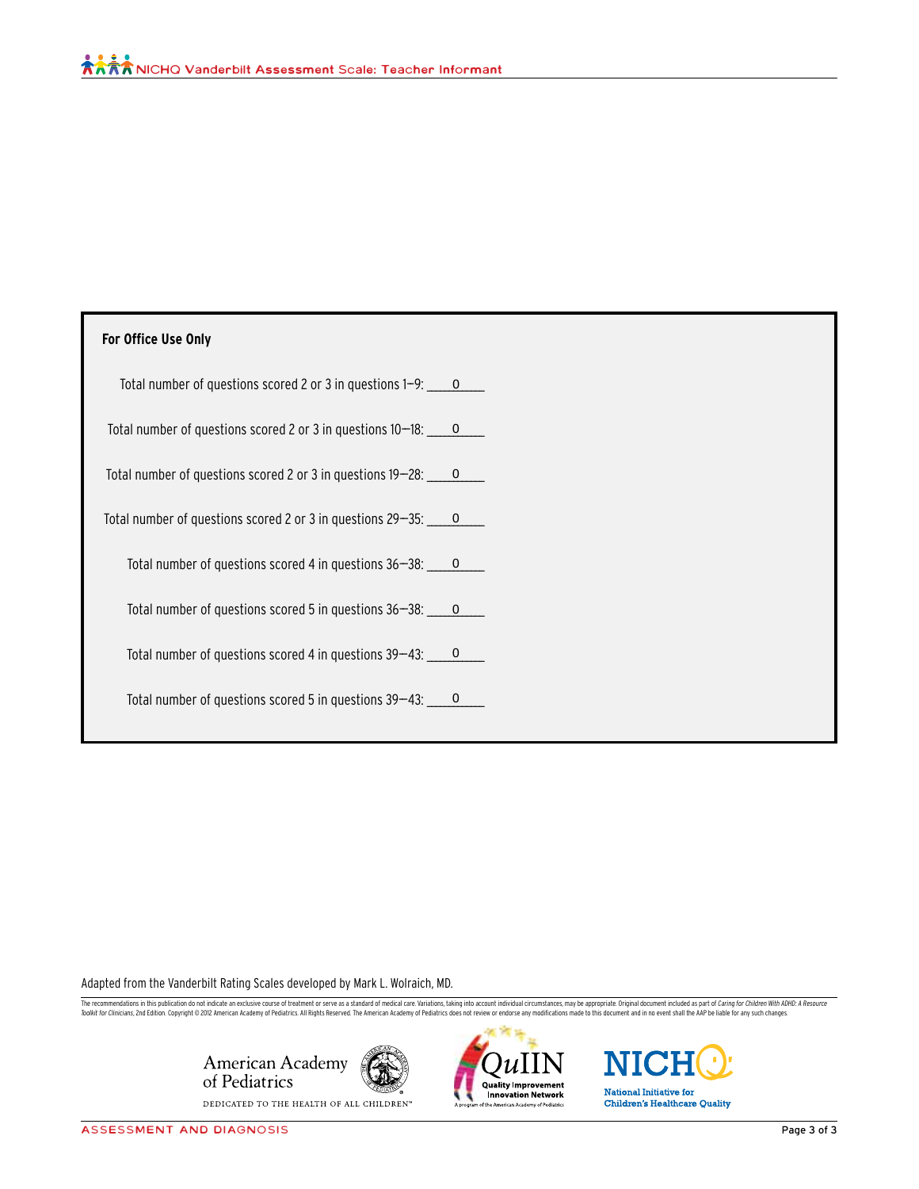**For Office Use Only**

Total number of questions scored 2 or 3 in questions 1–9: 0

Total number of questions scored 2 or 3 in questions 10–18: 0

Total number of questions scored 2 or 3 in questions 19–28: 0

Total number of questions scored 2 or 3 in questions 29–35: 0

Total number of questions scored 4 in questions 36–38: 0

Total number of questions scored 5 in questions 36–38: 0

Total number of questions scored 4 in questions 39–43: 0

Total number of questions scored 5 in questions 39–43: 0

Adapted from the Vanderbilt Rating Scales developed by Mark L. Wolraich, MD.

The recommendations in this publication do not indicate an exclusive course of treatment or serve as a standard of medical care. Variations, taking into account individual circumstances, may be appropriate. Original document included as part of *Caring for Children With ADHD: A Resource Toolkit for Clinicians*, 2nd Edition. Copyright © 2012 American Academy of Pediatrics. All Rights Reserved. The American Academy of Pediatrics does not review or endorse any modifications made to this document and in no event shall the AAP be liable for any such changes.

American Academy of Pediatrics
DEDICATED TO THE HEALTH OF ALL CHILDREN™

QuIIN
Quality Improvement Innovation Network
A program of the American Academy of Pediatrics

NICHQ
National Initiative for Children's Healthcare Quality